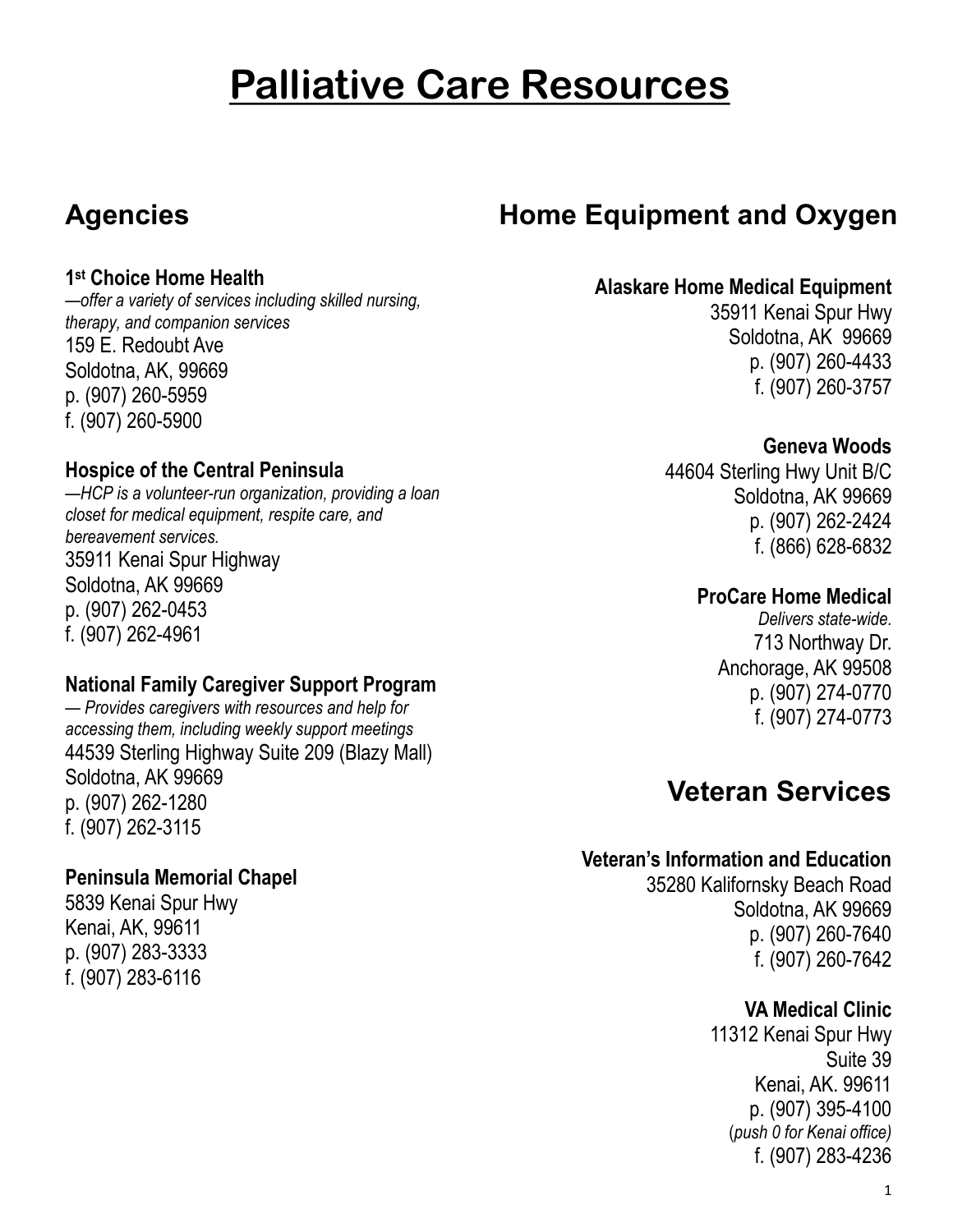# Palliative Care Resources

## Agencies

**1st Choice Home Health**
*—offer a variety of services including skilled nursing, therapy, and companion services*
159 E. Redoubt Ave
Soldotna, AK, 99669
p. (907) 260-5959
f. (907) 260-5900

**Hospice of the Central Peninsula**
*—HCP is a volunteer-run organization, providing a loan closet for medical equipment, respite care, and bereavement services.*
35911 Kenai Spur Highway
Soldotna, AK 99669
p. (907) 262-0453
f. (907) 262-4961

**National Family Caregiver Support Program**
*— Provides caregivers with resources and help for accessing them, including weekly support meetings*
44539 Sterling Highway Suite 209 (Blazy Mall)
Soldotna, AK 99669
p. (907) 262-1280
f. (907) 262-3115

**Peninsula Memorial Chapel**
5839 Kenai Spur Hwy
Kenai, AK, 99611
p. (907) 283-3333
f. (907) 283-6116

## Home Equipment and Oxygen

**Alaskare Home Medical Equipment**
35911 Kenai Spur Hwy
Soldotna, AK 99669
p. (907) 260-4433
f. (907) 260-3757

**Geneva Woods**
44604 Sterling Hwy Unit B/C
Soldotna, AK 99669
p. (907) 262-2424
f. (866) 628-6832

**ProCare Home Medical**
*Delivers state-wide.*
713 Northway Dr.
Anchorage, AK 99508
p. (907) 274-0770
f. (907) 274-0773

## Veteran Services

**Veteran's Information and Education**
35280 Kalifornsky Beach Road
Soldotna, AK 99669
p. (907) 260-7640
f. (907) 260-7642

**VA Medical Clinic**
11312 Kenai Spur Hwy
Suite 39
Kenai, AK. 99611
p. (907) 395-4100
(*push 0 for Kenai office)*
f. (907) 283-4236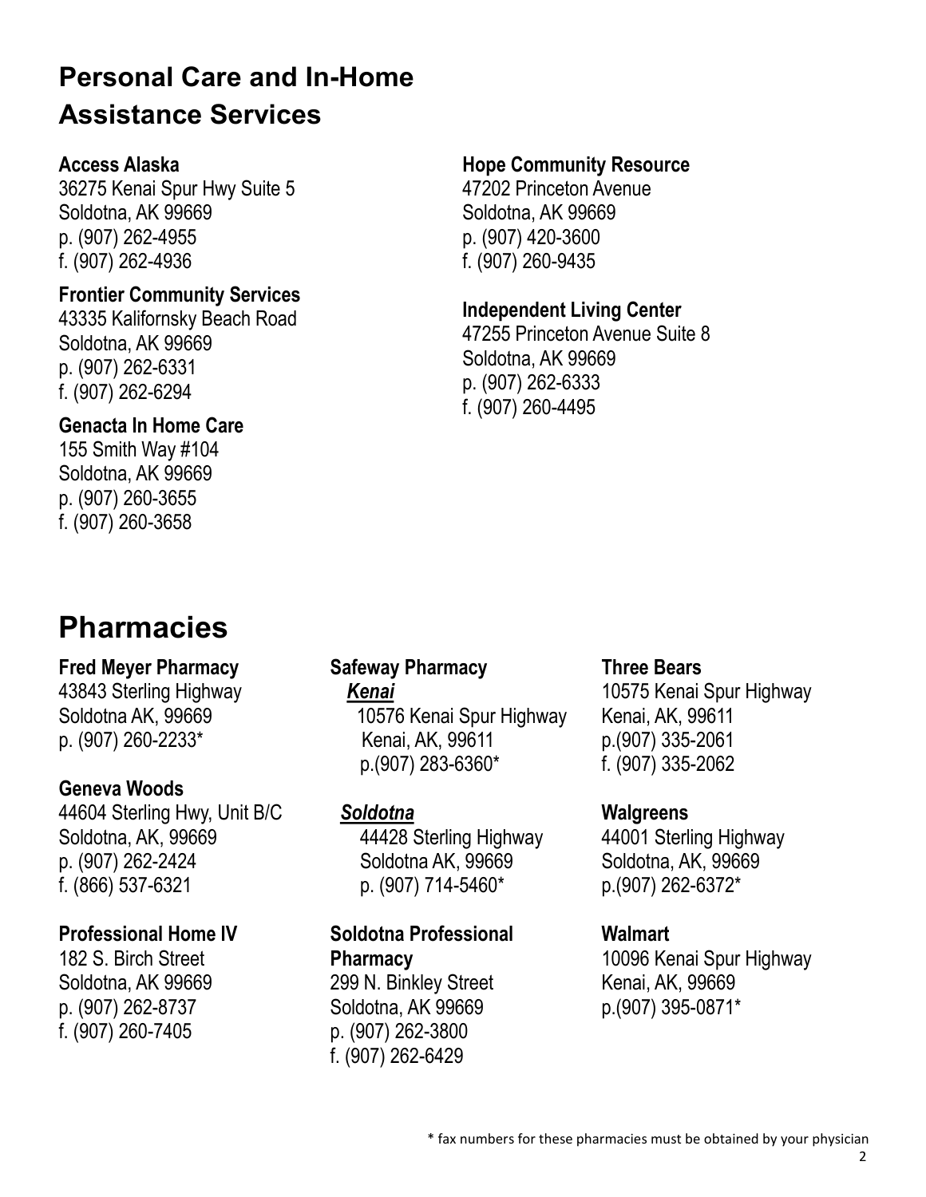## Personal Care and In-Home Assistance Services

**Access Alaska**
36275 Kenai Spur Hwy Suite 5
Soldotna, AK 99669
p. (907) 262-4955
f. (907) 262-4936

**Frontier Community Services**
43335 Kalifornsky Beach Road
Soldotna, AK 99669
p. (907) 262-6331
f. (907) 262-6294

**Genacta In Home Care**
155 Smith Way #104
Soldotna, AK 99669
p. (907) 260-3655
f. (907) 260-3658

**Hope Community Resource**
47202 Princeton Avenue
Soldotna, AK 99669
p. (907) 420-3600
f. (907) 260-9435

**Independent Living Center**
47255 Princeton Avenue Suite 8
Soldotna, AK 99669
p. (907) 262-6333
f. (907) 260-4495

## Pharmacies

**Fred Meyer Pharmacy**
43843 Sterling Highway
Soldotna AK, 99669
p. (907) 260-2233*

**Geneva Woods**
44604 Sterling Hwy, Unit B/C
Soldotna, AK, 99669
p. (907) 262-2424
f. (866) 537-6321

**Professional Home IV**
182 S. Birch Street
Soldotna, AK 99669
p. (907) 262-8737
f. (907) 260-7405

**Safeway Pharmacy**

***Kenai***
10576 Kenai Spur Highway
Kenai, AK, 99611
p.(907) 283-6360*

***Soldotna***
44428 Sterling Highway
Soldotna AK, 99669
p. (907) 714-5460*

**Soldotna Professional Pharmacy**
299 N. Binkley Street
Soldotna, AK 99669
p. (907) 262-3800
f. (907) 262-6429

**Three Bears**
10575 Kenai Spur Highway
Kenai, AK, 99611
p.(907) 335-2061
f. (907) 335-2062

**Walgreens**
44001 Sterling Highway
Soldotna, AK, 99669
p.(907) 262-6372*

**Walmart**
10096 Kenai Spur Highway
Kenai, AK, 99669
p.(907) 395-0871*

* fax numbers for these pharmacies must be obtained by your physician